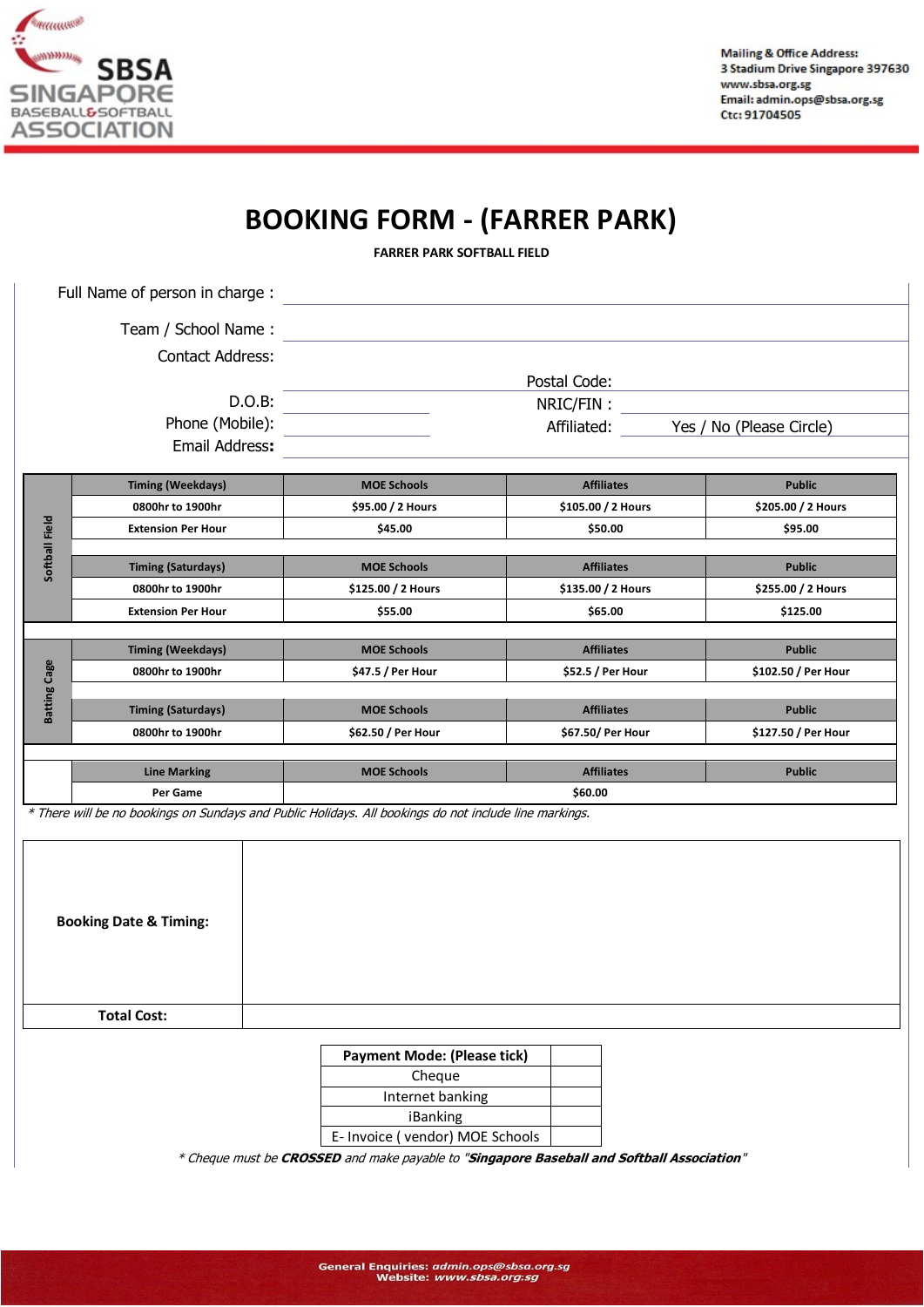SBSA SINGAPORE BASEBALL & SOFTBALL ASSOCIATION

Mailing & Office Address:
3 Stadium Drive Singapore 397630
www.sbsa.org.sg
Email: admin.ops@sbsa.org.sg
Ctc: 91704505

# BOOKING FORM - (FARRER PARK)

**FARRER PARK SOFTBALL FIELD**

Full Name of person in charge :

Team / School Name :

Contact Address:

Postal Code:

D.O.B:

NRIC/FIN :

Phone (Mobile):

Affiliated: Yes / No (Please Circle)

Email Address:

| | Timing (Weekdays) | MOE Schools | Affiliates | Public |
|---|---|---|---|---|
| Softball Field | 0800hr to 1900hr | $95.00 / 2 Hours | $105.00 / 2 Hours | $205.00 / 2 Hours |
| | Extension Per Hour | $45.00 | $50.00 | $95.00 |
| | Timing (Saturdays) | MOE Schools | Affiliates | Public |
| | 0800hr to 1900hr | $125.00 / 2 Hours | $135.00 / 2 Hours | $255.00 / 2 Hours |
| | Extension Per Hour | $55.00 | $65.00 | $125.00 |
| | Timing (Weekdays) | MOE Schools | Affiliates | Public |
| Batting Cage | 0800hr to 1900hr | $47.5 / Per Hour | $52.5 / Per Hour | $102.50 / Per Hour |
| | Timing (Saturdays) | MOE Schools | Affiliates | Public |
| | 0800hr to 1900hr | $62.50 / Per Hour | $67.50/ Per Hour | $127.50 / Per Hour |
| | Line Marking | MOE Schools | Affiliates | Public |
| | Per Game | $60.00 | | |

*\* There will be no bookings on Sundays and Public Holidays. All bookings do not include line markings.*

| **Booking Date & Timing:** | |
|---|---|
| **Total Cost:** | |

| Payment Mode: (Please tick) | |
|---|---|
| Cheque | |
| Internet banking | |
| iBanking | |
| E- Invoice ( vendor) MOE Schools | |

*\* Cheque must be **CROSSED** and make payable to "**Singapore Baseball and Softball Association**"*

General Enquiries: *admin.ops@sbsa.org.sg*
Website: *www.sbsa.org.sg*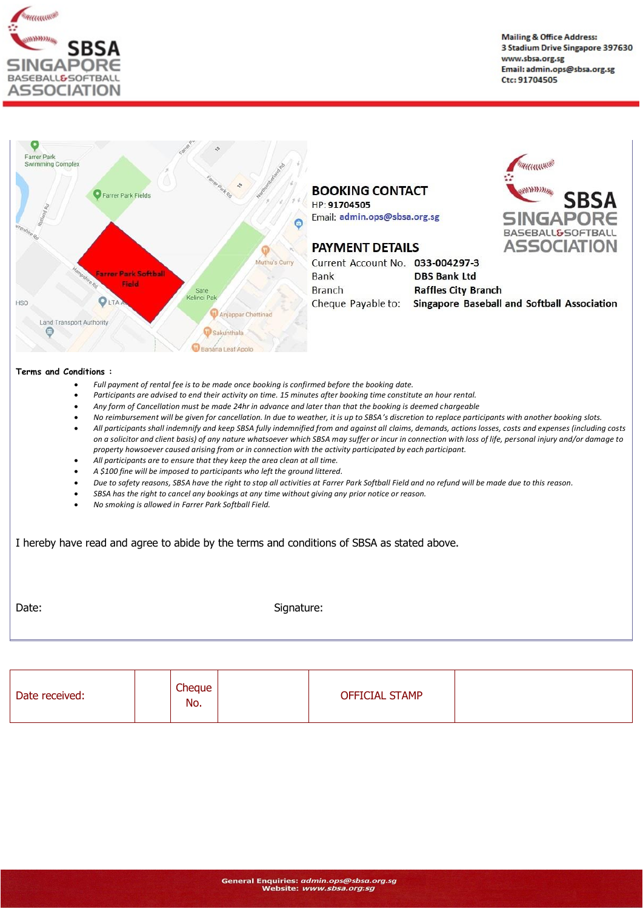Mailing & Office Address:
3 Stadium Drive Singapore 397630
www.sbsa.org.sg
Email: admin.ops@sbsa.org.sg
Ctc: 91704505

Farrer Park Swimming Complex
Farrer Park Fields
Farrer Park Softball Field
Land Transport Authority

## BOOKING CONTACT

HP: **91704505**
Email: **admin.ops@sbsa.org.sg**

## PAYMENT DETAILS

| | |
|---|---|
| Current Account No. | **033-004297-3** |
| Bank | **DBS Bank Ltd** |
| Branch | **Raffles City Branch** |
| Cheque Payable to: | **Singapore Baseball and Softball Association** |

**Terms and Conditions :**

- *Full payment of rental fee is to be made once booking is confirmed before the booking date.*
- *Participants are advised to end their activity on time. 15 minutes after booking time constitute an hour rental.*
- *Any form of Cancellation must be made 24hr in advance and later than that the booking is deemed chargeable*
- *No reimbursement will be given for cancellation. In due to weather, it is up to SBSA's discretion to replace participants with another booking slots.*
- *All participants shall indemnify and keep SBSA fully indemnified from and against all claims, demands, actions losses, costs and expenses (including costs on a solicitor and client basis) of any nature whatsoever which SBSA may suffer or incur in connection with loss of life, personal injury and/or damage to property howsoever caused arising from or in connection with the activity participated by each participant.*
- *All participants are to ensure that they keep the area clean at all time.*
- *A $100 fine will be imposed to participants who left the ground littered.*
- *Due to safety reasons, SBSA have the right to stop all activities at Farrer Park Softball Field and no refund will be made due to this reason.*
- *SBSA has the right to cancel any bookings at any time without giving any prior notice or reason.*
- *No smoking is allowed in Farrer Park Softball Field.*

I hereby have read and agree to abide by the terms and conditions of SBSA as stated above.

Date: Signature:

| | | | | | |
|---|---|---|---|---|---|
| Date received: | | Cheque No. | | OFFICIAL STAMP | |

General Enquiries: *admin.ops@sbsa.org.sg*
Website: *www.sbsa.org.sg*